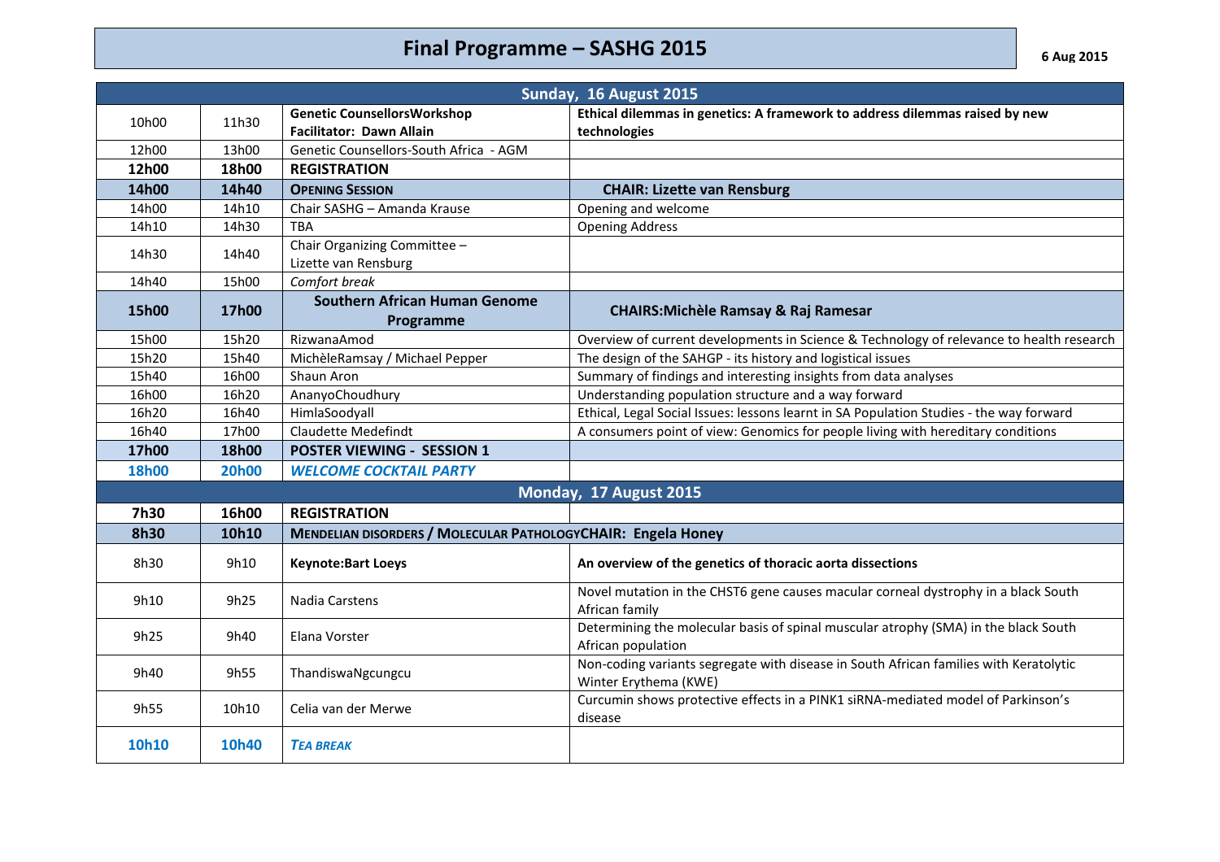# Final Programme – SASHG 2015

**6 Aug 2015**

| | | | |
|---|---|---|---|
| **Sunday, 16 August 2015** | | | |
| 10h00 | 11h30 | **Genetic CounsellorsWorkshop** **Facilitator: Dawn Allain** | **Ethical dilemmas in genetics: A framework to address dilemmas raised by new technologies** |
| 12h00 | 13h00 | Genetic Counsellors-South Africa - AGM | |
| **12h00** | **18h00** | **REGISTRATION** | |
| **14h00** | **14h40** | **OPENING SESSION** | **CHAIR: Lizette van Rensburg** |
| 14h00 | 14h10 | Chair SASHG – Amanda Krause | Opening and welcome |
| 14h10 | 14h30 | TBA | Opening Address |
| 14h30 | 14h40 | Chair Organizing Committee – Lizette van Rensburg | |
| 14h40 | 15h00 | *Comfort break* | |
| **15h00** | **17h00** | **Southern African Human Genome Programme** | **CHAIRS:Michèle Ramsay & Raj Ramesar** |
| 15h00 | 15h20 | RizwanaAmod | Overview of current developments in Science & Technology of relevance to health research |
| 15h20 | 15h40 | MichèleRamsay / Michael Pepper | The design of the SAHGP - its history and logistical issues |
| 15h40 | 16h00 | Shaun Aron | Summary of findings and interesting insights from data analyses |
| 16h00 | 16h20 | AnanyoChoudhury | Understanding population structure and a way forward |
| 16h20 | 16h40 | HimlaSoodyall | Ethical, Legal Social Issues: lessons learnt in SA Population Studies - the way forward |
| 16h40 | 17h00 | Claudette Medefindt | A consumers point of view: Genomics for people living with hereditary conditions |
| **17h00** | **18h00** | **POSTER VIEWING - SESSION 1** | |
| **18h00** | **20h00** | ***WELCOME COCKTAIL PARTY*** | |
| **Monday, 17 August 2015** | | | |
| **7h30** | **16h00** | **REGISTRATION** | |
| **8h30** | **10h10** | **MENDELIAN DISORDERS / MOLECULAR PATHOLOGYCHAIR: Engela Honey** | |
| 8h30 | 9h10 | **Keynote:Bart Loeys** | **An overview of the genetics of thoracic aorta dissections** |
| 9h10 | 9h25 | Nadia Carstens | Novel mutation in the CHST6 gene causes macular corneal dystrophy in a black South African family |
| 9h25 | 9h40 | Elana Vorster | Determining the molecular basis of spinal muscular atrophy (SMA) in the black South African population |
| 9h40 | 9h55 | ThandiswaNgcungcu | Non-coding variants segregate with disease in South African families with Keratolytic Winter Erythema (KWE) |
| 9h55 | 10h10 | Celia van der Merwe | Curcumin shows protective effects in a PINK1 siRNA-mediated model of Parkinson's disease |
| **10h10** | **10h40** | ***TEA BREAK*** | |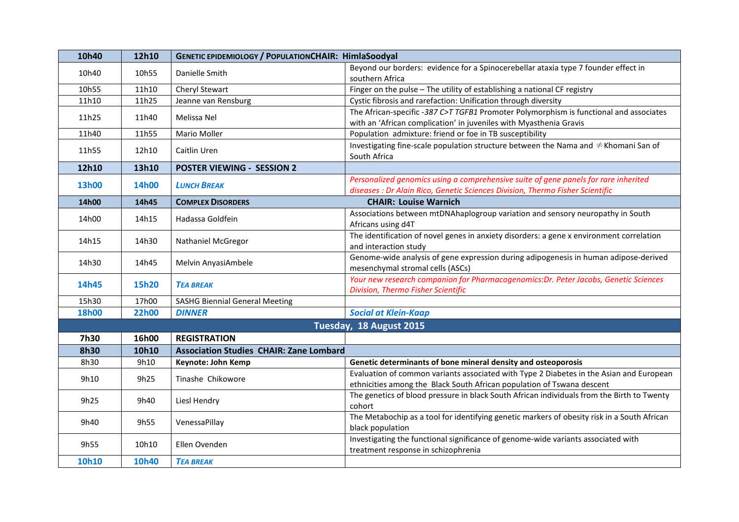| 10h40 | 12h10 | **GENETIC EPIDEMIOLOGY / POPULATIONCHAIR: HimlaSoodyal** | |
|---|---|---|---|
| 10h40 | 10h55 | Danielle Smith | Beyond our borders: evidence for a Spinocerebellar ataxia type 7 founder effect in southern Africa |
| 10h55 | 11h10 | Cheryl Stewart | Finger on the pulse – The utility of establishing a national CF registry |
| 11h10 | 11h25 | Jeanne van Rensburg | Cystic fibrosis and rarefaction: Unification through diversity |
| 11h25 | 11h40 | Melissa Nel | The African-specific *-387 C>T TGFB1* Promoter Polymorphism is functional and associates with an 'African complication' in juveniles with Myasthenia Gravis |
| 11h40 | 11h55 | Mario Moller | Population admixture: friend or foe in TB susceptibility |
| 11h55 | 12h10 | Caitlin Uren | Investigating fine-scale population structure between the Nama and ≠Khomani San of South Africa |
| **12h10** | **13h10** | **POSTER VIEWING - SESSION 2** | |
| **13h00** | **14h00** | ***LUNCH BREAK*** | *Personalized genomics using a comprehensive suite of gene panels for rare inherited diseases : Dr Alain Rico, Genetic Sciences Division, Thermo Fisher Scientific* |
| **14h00** | **14h45** | **COMPLEX DISORDERS** | **CHAIR: Louise Warnich** |
| 14h00 | 14h15 | Hadassa Goldfein | Associations between mtDNAhaplogroup variation and sensory neuropathy in South Africans using d4T |
| 14h15 | 14h30 | Nathaniel McGregor | The identification of novel genes in anxiety disorders: a gene x environment correlation and interaction study |
| 14h30 | 14h45 | Melvin AnyasiAmbele | Genome-wide analysis of gene expression during adipogenesis in human adipose-derived mesenchymal stromal cells (ASCs) |
| **14h45** | **15h20** | ***TEA BREAK*** | *Your new research companion for Pharmacogenomics:Dr. Peter Jacobs, Genetic Sciences Division, Thermo Fisher Scientific* |
| 15h30 | 17h00 | SASHG Biennial General Meeting | |
| **18h00** | **22h00** | ***DINNER*** | ***Social at Klein-Kaap*** |
| **Tuesday, 18 August 2015** | | | |
| **7h30** | **16h00** | **REGISTRATION** | |
| **8h30** | **10h10** | **Association Studies CHAIR: Zane Lombard** | |
| 8h30 | 9h10 | **Keynote: John Kemp** | **Genetic determinants of bone mineral density and osteoporosis** |
| 9h10 | 9h25 | Tinashe Chikowore | Evaluation of common variants associated with Type 2 Diabetes in the Asian and European ethnicities among the Black South African population of Tswana descent |
| 9h25 | 9h40 | Liesl Hendry | The genetics of blood pressure in black South African individuals from the Birth to Twenty cohort |
| 9h40 | 9h55 | VenessaPillay | The Metabochip as a tool for identifying genetic markers of obesity risk in a South African black population |
| 9h55 | 10h10 | Ellen Ovenden | Investigating the functional significance of genome-wide variants associated with treatment response in schizophrenia |
| **10h10** | **10h40** | ***TEA BREAK*** | |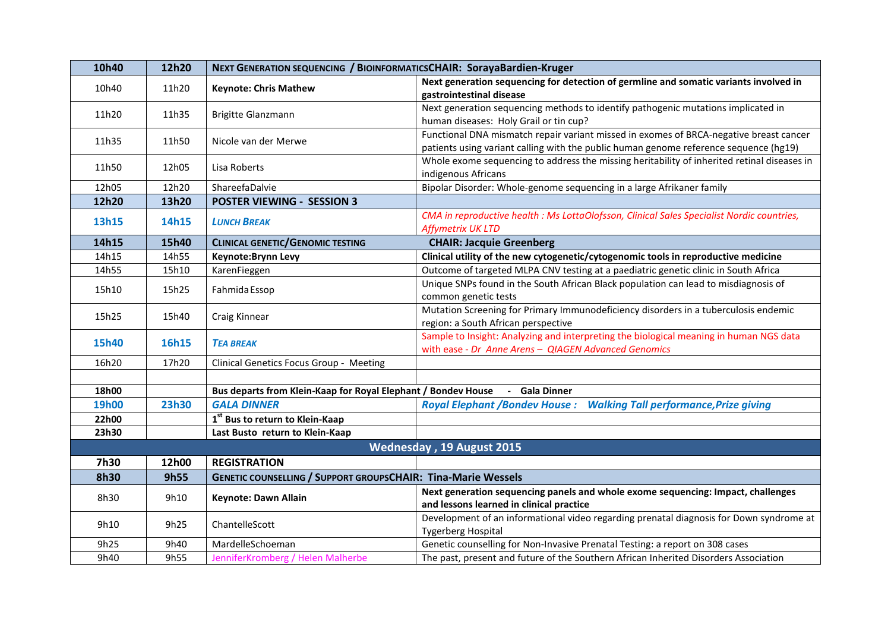| 10h40 | 12h20 | NEXT GENERATION SEQUENCING / BIOINFORMATICSCHAIR: SorayaBardien-Kruger | |
|---|---|---|---|
| 10h40 | 11h20 | **Keynote: Chris Mathew** | **Next generation sequencing for detection of germline and somatic variants involved in gastrointestinal disease** |
| 11h20 | 11h35 | Brigitte Glanzmann | Next generation sequencing methods to identify pathogenic mutations implicated in human diseases: Holy Grail or tin cup? |
| 11h35 | 11h50 | Nicole van der Merwe | Functional DNA mismatch repair variant missed in exomes of BRCA-negative breast cancer patients using variant calling with the public human genome reference sequence (hg19) |
| 11h50 | 12h05 | Lisa Roberts | Whole exome sequencing to address the missing heritability of inherited retinal diseases in indigenous Africans |
| 12h05 | 12h20 | ShareefaDalvie | Bipolar Disorder: Whole-genome sequencing in a large Afrikaner family |
| **12h20** | **13h20** | **POSTER VIEWING - SESSION 3** | |
| **13h15** | **14h15** | ***LUNCH BREAK*** | *CMA in reproductive health : Ms LottaOlofsson, Clinical Sales Specialist Nordic countries, Affymetrix UK LTD* |
| **14h15** | **15h40** | **CLINICAL GENETIC/GENOMIC TESTING** | **CHAIR: Jacquie Greenberg** |
| 14h15 | 14h55 | **Keynote:Brynn Levy** | **Clinical utility of the new cytogenetic/cytogenomic tools in reproductive medicine** |
| 14h55 | 15h10 | KarenFieggen | Outcome of targeted MLPA CNV testing at a paediatric genetic clinic in South Africa |
| 15h10 | 15h25 | Fahmida Essop | Unique SNPs found in the South African Black population can lead to misdiagnosis of common genetic tests |
| 15h25 | 15h40 | Craig Kinnear | Mutation Screening for Primary Immunodeficiency disorders in a tuberculosis endemic region: a South African perspective |
| **15h40** | **16h15** | ***TEA BREAK*** | Sample to Insight: Analyzing and interpreting the biological meaning in human NGS data with ease - *Dr Anne Arens – QIAGEN Advanced Genomics* |
| 16h20 | 17h20 | Clinical Genetics Focus Group - Meeting | |
| | | | |
| **18h00** | | **Bus departs from Klein-Kaap for Royal Elephant / Bondev House - Gala Dinner** | |
| **19h00** | **23h30** | ***GALA DINNER*** | ***Royal Elephant /Bondev House : Walking Tall performance,Prize giving*** |
| **22h00** | | **1st Bus to return to Klein-Kaap** | |
| **23h30** | | **Last Busto return to Klein-Kaap** | |
| **Wednesday , 19 August 2015** | | | |
| **7h30** | **12h00** | **REGISTRATION** | |
| **8h30** | **9h55** | **GENETIC COUNSELLING / SUPPORT GROUPSCHAIR: Tina-Marie Wessels** | |
| 8h30 | 9h10 | **Keynote: Dawn Allain** | **Next generation sequencing panels and whole exome sequencing: Impact, challenges and lessons learned in clinical practice** |
| 9h10 | 9h25 | ChantelleScott | Development of an informational video regarding prenatal diagnosis for Down syndrome at Tygerberg Hospital |
| 9h25 | 9h40 | MardelleSchoeman | Genetic counselling for Non-Invasive Prenatal Testing: a report on 308 cases |
| 9h40 | 9h55 | JenniferKromberg / Helen Malherbe | The past, present and future of the Southern African Inherited Disorders Association |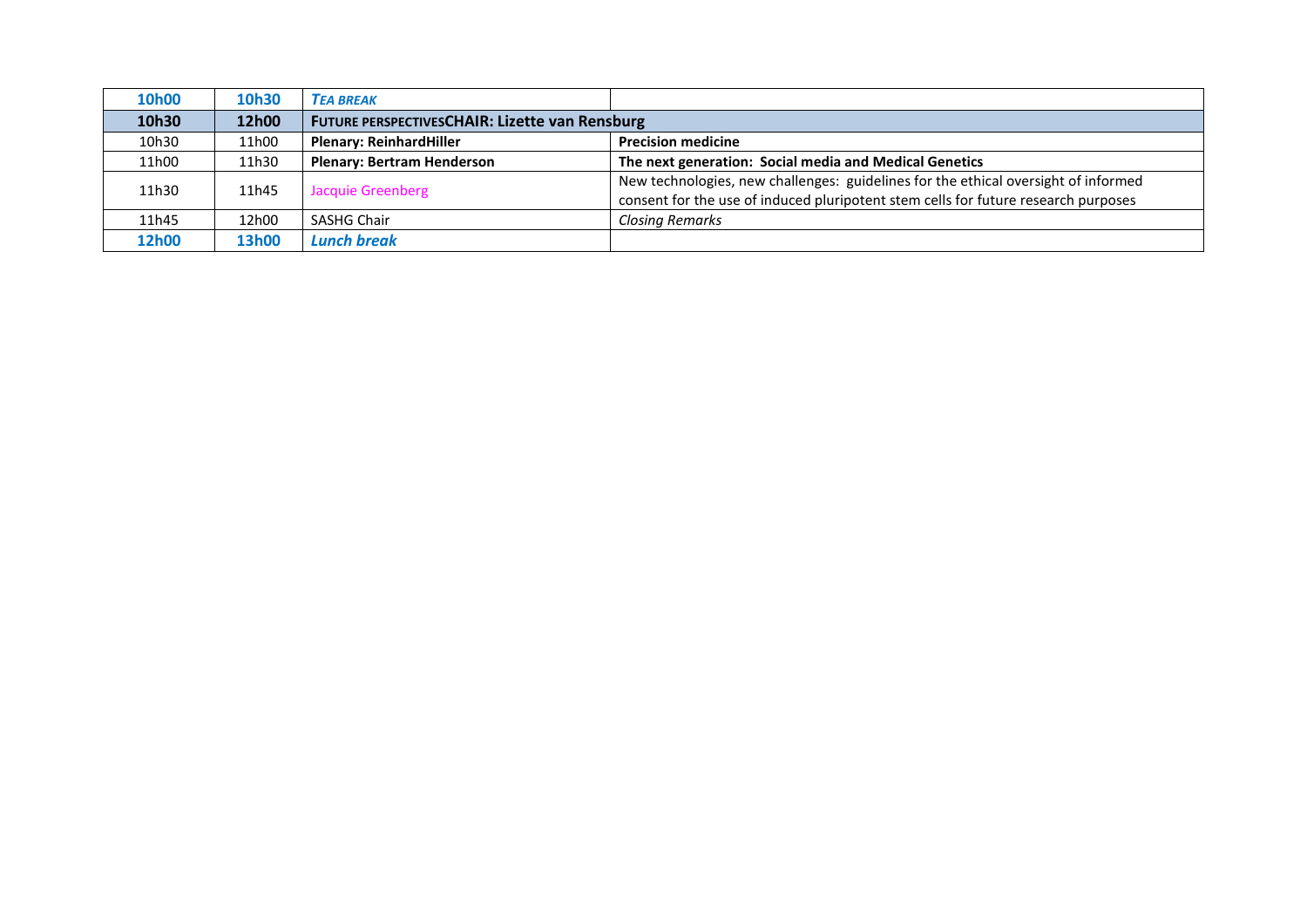| | | | |
|---|---|---|---|
| **10h00** | **10h30** | ***Tea break*** | |
| **10h30** | **12h00** | **Future perspectivesCHAIR: Lizette van Rensburg** | |
| 10h30 | 11h00 | **Plenary: ReinhardHiller** | **Precision medicine** |
| 11h00 | 11h30 | **Plenary: Bertram Henderson** | **The next generation: Social media and Medical Genetics** |
| 11h30 | 11h45 | Jacquie Greenberg | New technologies, new challenges: guidelines for the ethical oversight of informed consent for the use of induced pluripotent stem cells for future research purposes |
| 11h45 | 12h00 | SASHG Chair | *Closing Remarks* |
| **12h00** | **13h00** | ***Lunch break*** | |